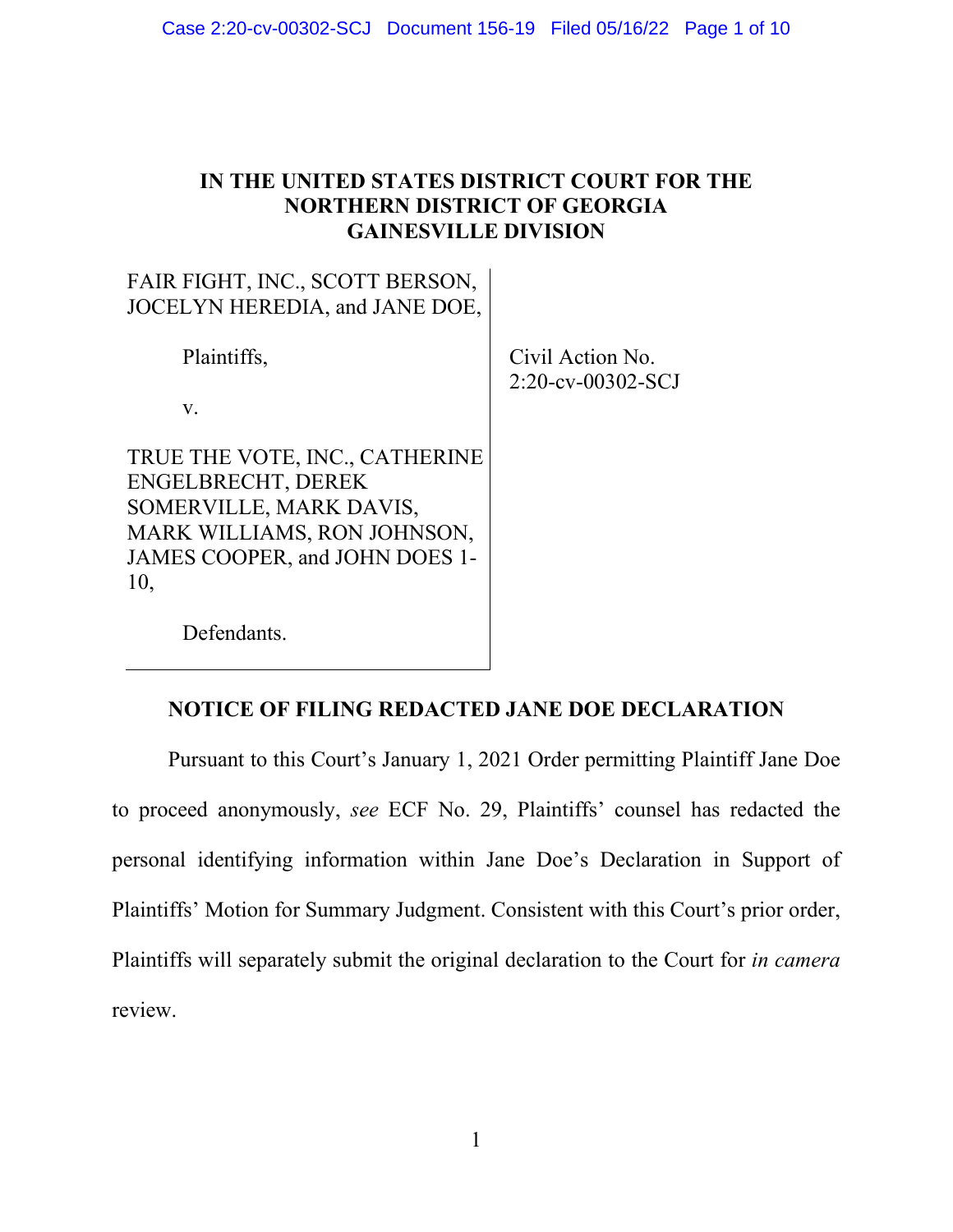**IN THE UNITED STATES DISTRICT COURT FOR THE NORTHERN DISTRICT OF GEORGIA GAINESVILLE DIVISION**

| | |
|---|---|
| FAIR FIGHT, INC., SCOTT BERSON, JOCELYN HEREDIA, and JANE DOE,<br><br>Plaintiffs,<br><br>v.<br><br>TRUE THE VOTE, INC., CATHERINE ENGELBRECHT, DEREK SOMERVILLE, MARK DAVIS, MARK WILLIAMS, RON JOHNSON, JAMES COOPER, and JOHN DOES 1-10,<br><br>Defendants. | Civil Action No. 2:20-cv-00302-SCJ |

**NOTICE OF FILING REDACTED JANE DOE DECLARATION**

Pursuant to this Court's January 1, 2021 Order permitting Plaintiff Jane Doe to proceed anonymously, *see* ECF No. 29, Plaintiffs' counsel has redacted the personal identifying information within Jane Doe's Declaration in Support of Plaintiffs' Motion for Summary Judgment. Consistent with this Court's prior order, Plaintiffs will separately submit the original declaration to the Court for *in camera* review.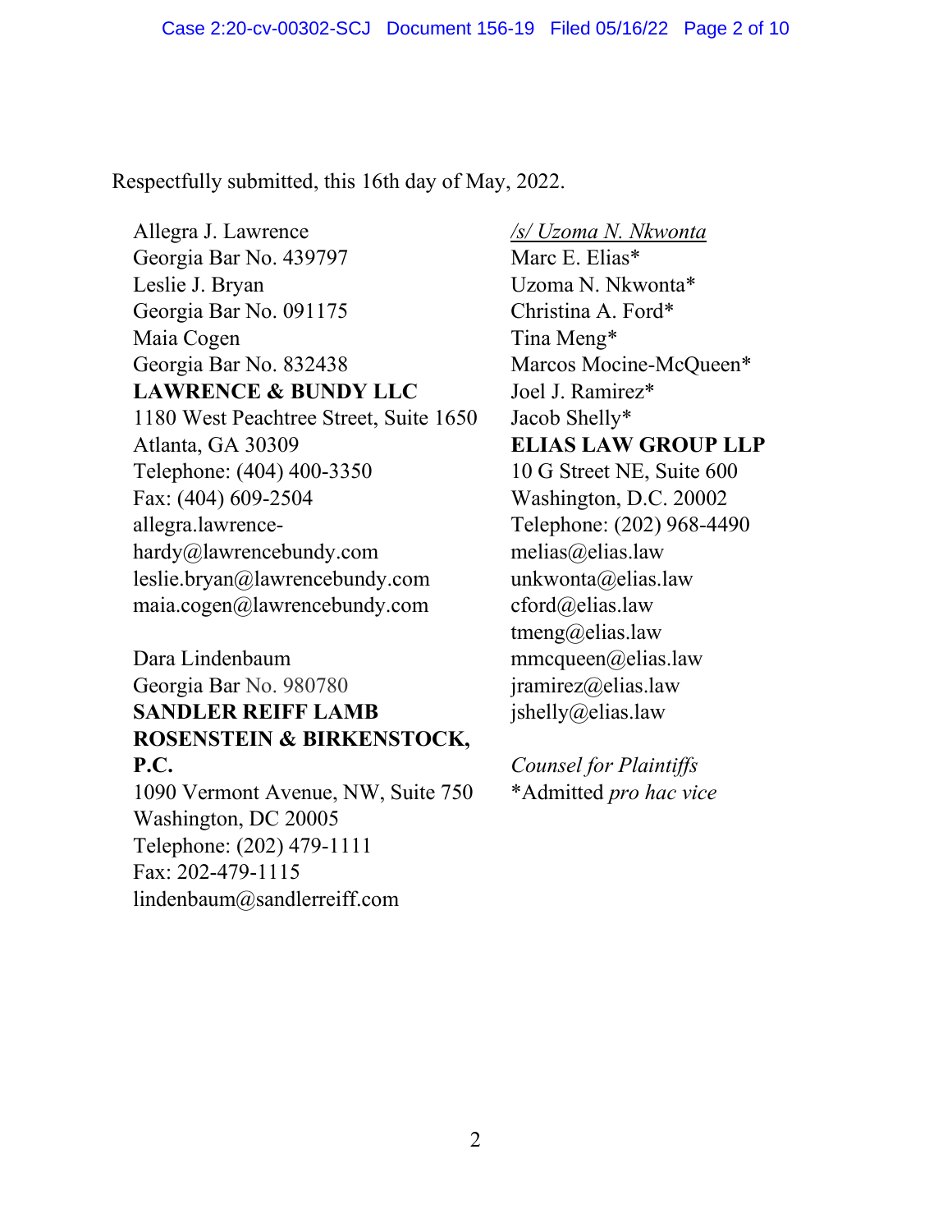Respectfully submitted, this 16th day of May, 2022.

Allegra J. Lawrence
Georgia Bar No. 439797
Leslie J. Bryan
Georgia Bar No. 091175
Maia Cogen
Georgia Bar No. 832438
**LAWRENCE & BUNDY LLC**
1180 West Peachtree Street, Suite 1650
Atlanta, GA 30309
Telephone: (404) 400-3350
Fax: (404) 609-2504
allegra.lawrence-hardy@lawrencebundy.com
leslie.bryan@lawrencebundy.com
maia.cogen@lawrencebundy.com

Dara Lindenbaum
Georgia Bar No. 980780
**SANDLER REIFF LAMB ROSENSTEIN & BIRKENSTOCK, P.C.**
1090 Vermont Avenue, NW, Suite 750
Washington, DC 20005
Telephone: (202) 479-1111
Fax: 202-479-1115
lindenbaum@sandlerreiff.com

*/s/ Uzoma N. Nkwonta*
Marc E. Elias*
Uzoma N. Nkwonta*
Christina A. Ford*
Tina Meng*
Marcos Mocine-McQueen*
Joel J. Ramirez*
Jacob Shelly*
**ELIAS LAW GROUP LLP**
10 G Street NE, Suite 600
Washington, D.C. 20002
Telephone: (202) 968-4490
melias@elias.law
unkwonta@elias.law
cford@elias.law
tmeng@elias.law
mmcqueen@elias.law
jramirez@elias.law
jshelly@elias.law

*Counsel for Plaintiffs*
*Admitted *pro hac vice*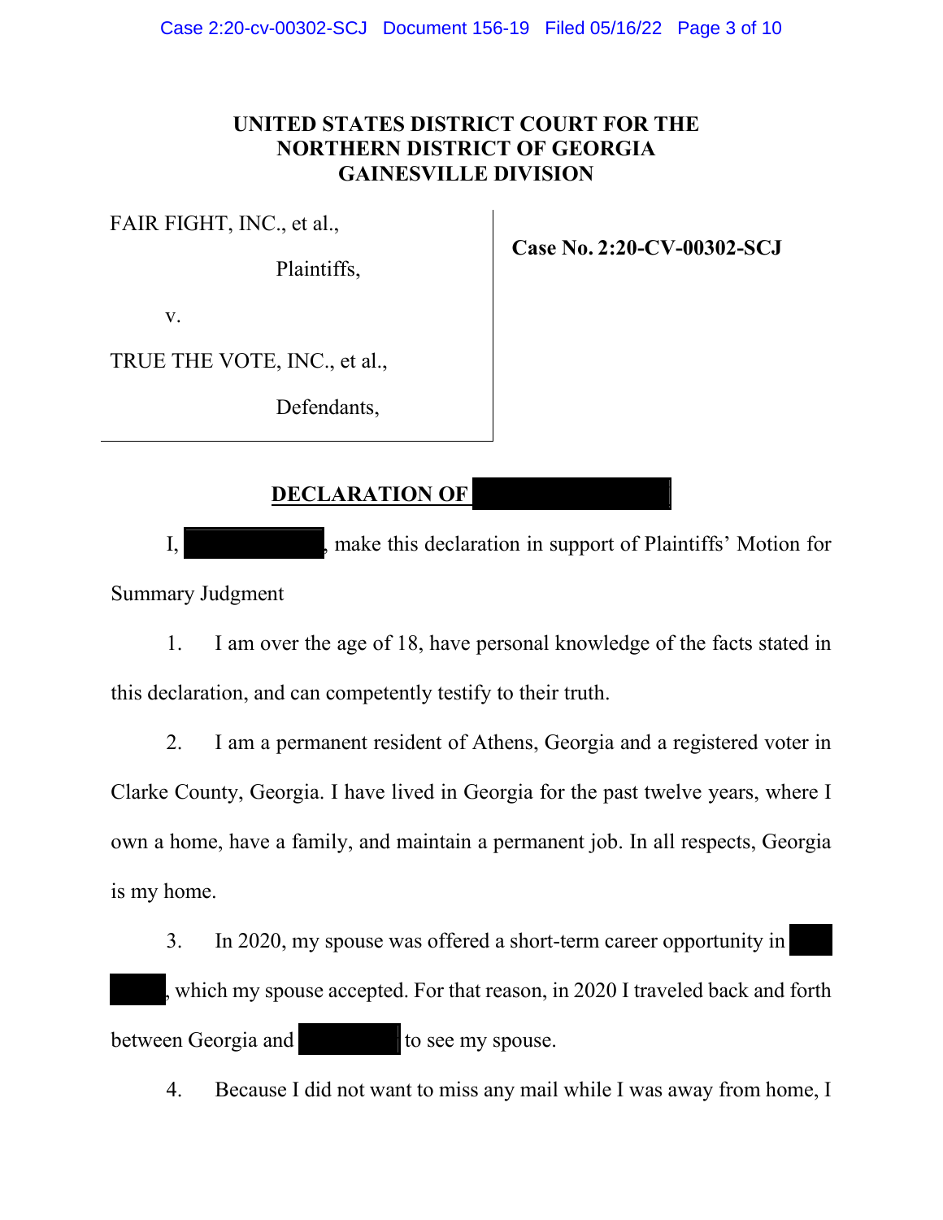**UNITED STATES DISTRICT COURT FOR THE NORTHERN DISTRICT OF GEORGIA GAINESVILLE DIVISION**

| | |
|---|---|
| FAIR FIGHT, INC., et al.,<br><br>Plaintiffs,<br><br>v.<br><br>TRUE THE VOTE, INC., et al.,<br><br>Defendants, | **Case No. 2:20-CV-00302-SCJ** |

**DECLARATION OF [REDACTED]**

I, [REDACTED], make this declaration in support of Plaintiffs' Motion for Summary Judgment

1. I am over the age of 18, have personal knowledge of the facts stated in this declaration, and can competently testify to their truth.

2. I am a permanent resident of Athens, Georgia and a registered voter in Clarke County, Georgia. I have lived in Georgia for the past twelve years, where I own a home, have a family, and maintain a permanent job. In all respects, Georgia is my home.

3. In 2020, my spouse was offered a short-term career opportunity in [REDACTED], which my spouse accepted. For that reason, in 2020 I traveled back and forth between Georgia and [REDACTED] to see my spouse.

4. Because I did not want to miss any mail while I was away from home, I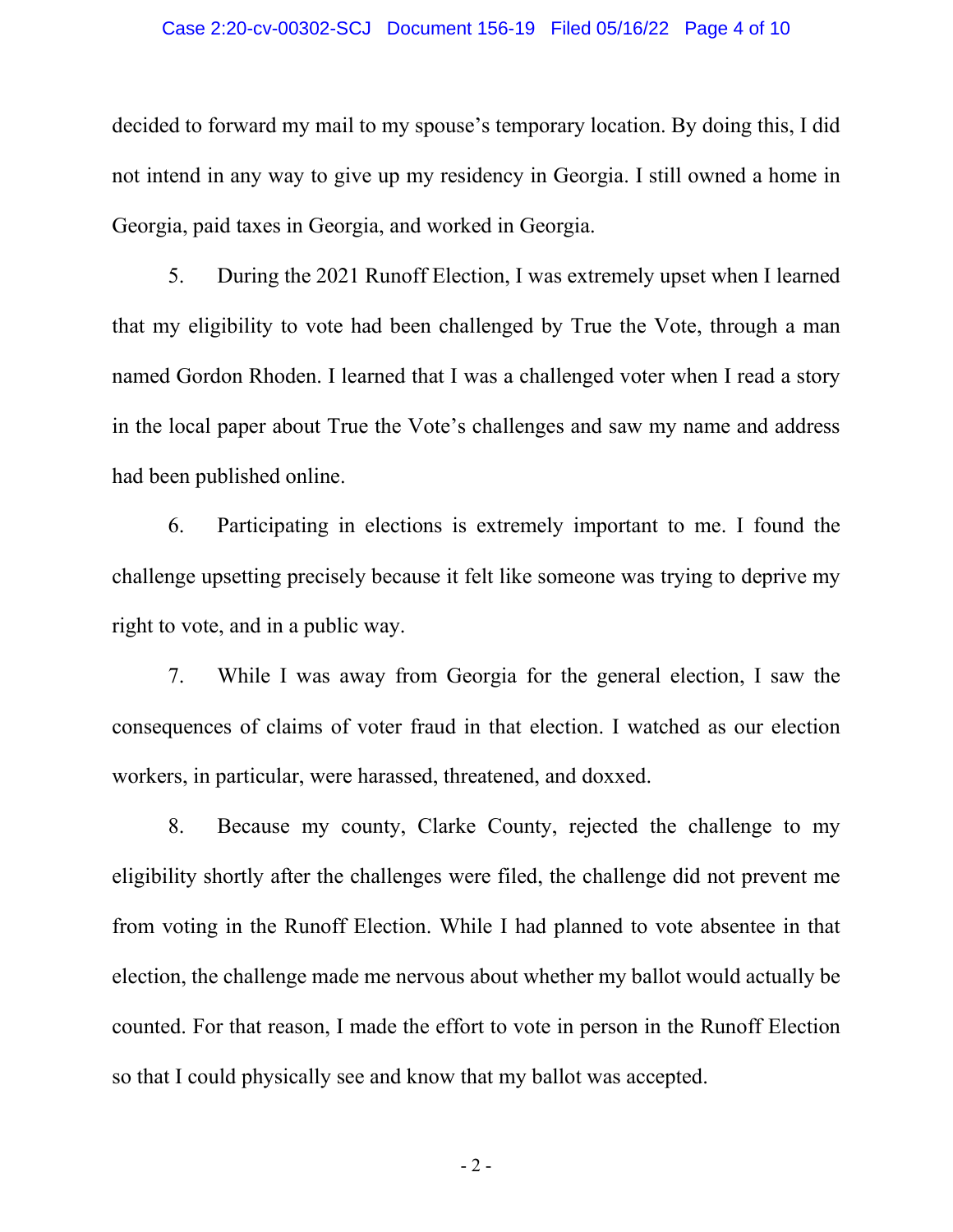decided to forward my mail to my spouse's temporary location. By doing this, I did not intend in any way to give up my residency in Georgia. I still owned a home in Georgia, paid taxes in Georgia, and worked in Georgia.

5. During the 2021 Runoff Election, I was extremely upset when I learned that my eligibility to vote had been challenged by True the Vote, through a man named Gordon Rhoden. I learned that I was a challenged voter when I read a story in the local paper about True the Vote's challenges and saw my name and address had been published online.

6. Participating in elections is extremely important to me. I found the challenge upsetting precisely because it felt like someone was trying to deprive my right to vote, and in a public way.

7. While I was away from Georgia for the general election, I saw the consequences of claims of voter fraud in that election. I watched as our election workers, in particular, were harassed, threatened, and doxxed.

8. Because my county, Clarke County, rejected the challenge to my eligibility shortly after the challenges were filed, the challenge did not prevent me from voting in the Runoff Election. While I had planned to vote absentee in that election, the challenge made me nervous about whether my ballot would actually be counted. For that reason, I made the effort to vote in person in the Runoff Election so that I could physically see and know that my ballot was accepted.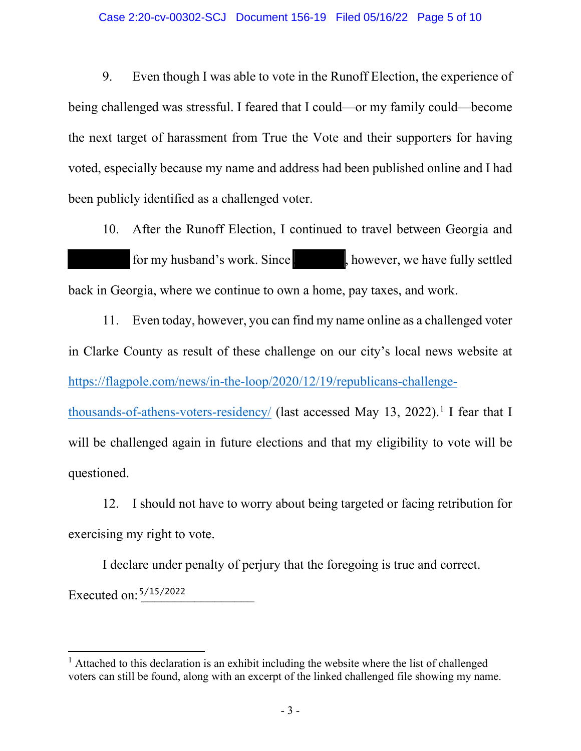9. Even though I was able to vote in the Runoff Election, the experience of being challenged was stressful. I feared that I could—or my family could—become the next target of harassment from True the Vote and their supporters for having voted, especially because my name and address had been published online and I had been publicly identified as a challenged voter.

10. After the Runoff Election, I continued to travel between Georgia and [REDACTED] for my husband's work. Since [REDACTED], however, we have fully settled back in Georgia, where we continue to own a home, pay taxes, and work.

11. Even today, however, you can find my name online as a challenged voter in Clarke County as result of these challenge on our city's local news website at https://flagpole.com/news/in-the-loop/2020/12/19/republicans-challenge-thousands-of-athens-voters-residency/ (last accessed May 13, 2022).[1] I fear that I will be challenged again in future elections and that my eligibility to vote will be questioned.

12. I should not have to worry about being targeted or facing retribution for exercising my right to vote.

I declare under penalty of perjury that the foregoing is true and correct.

Executed on: 5/15/2022

---

[1] Attached to this declaration is an exhibit including the website where the list of challenged voters can still be found, along with an excerpt of the linked challenged file showing my name.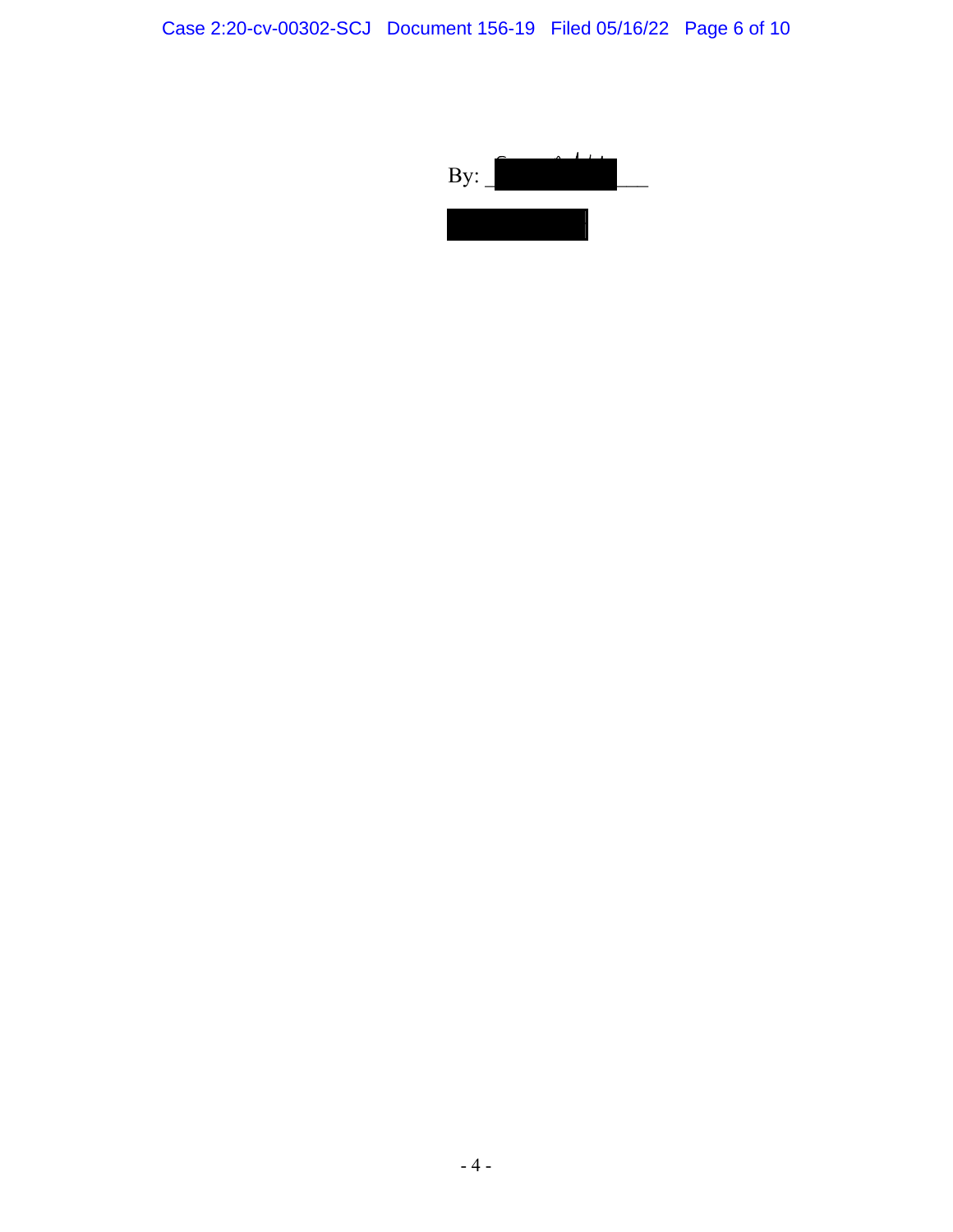By: ______________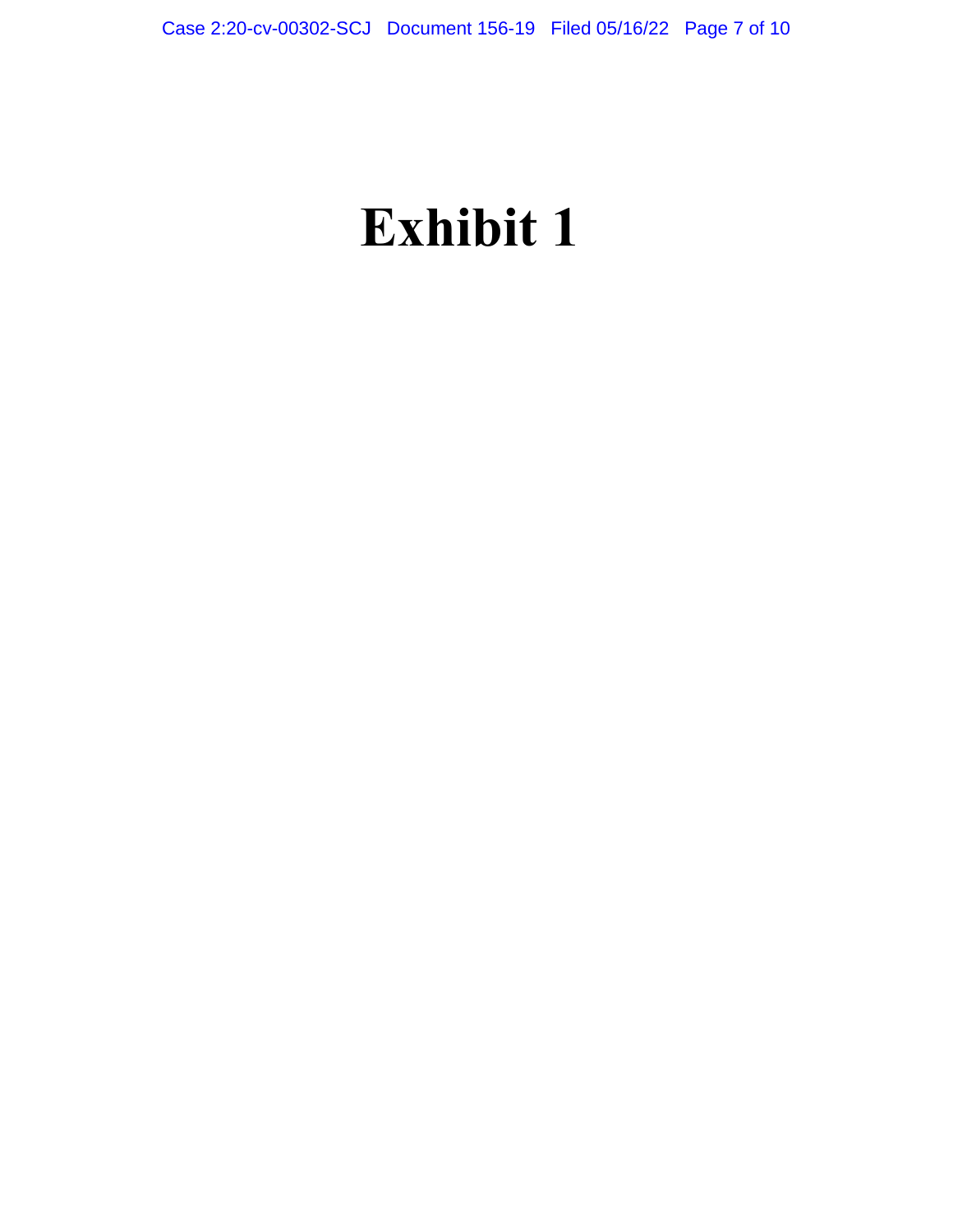# Exhibit 1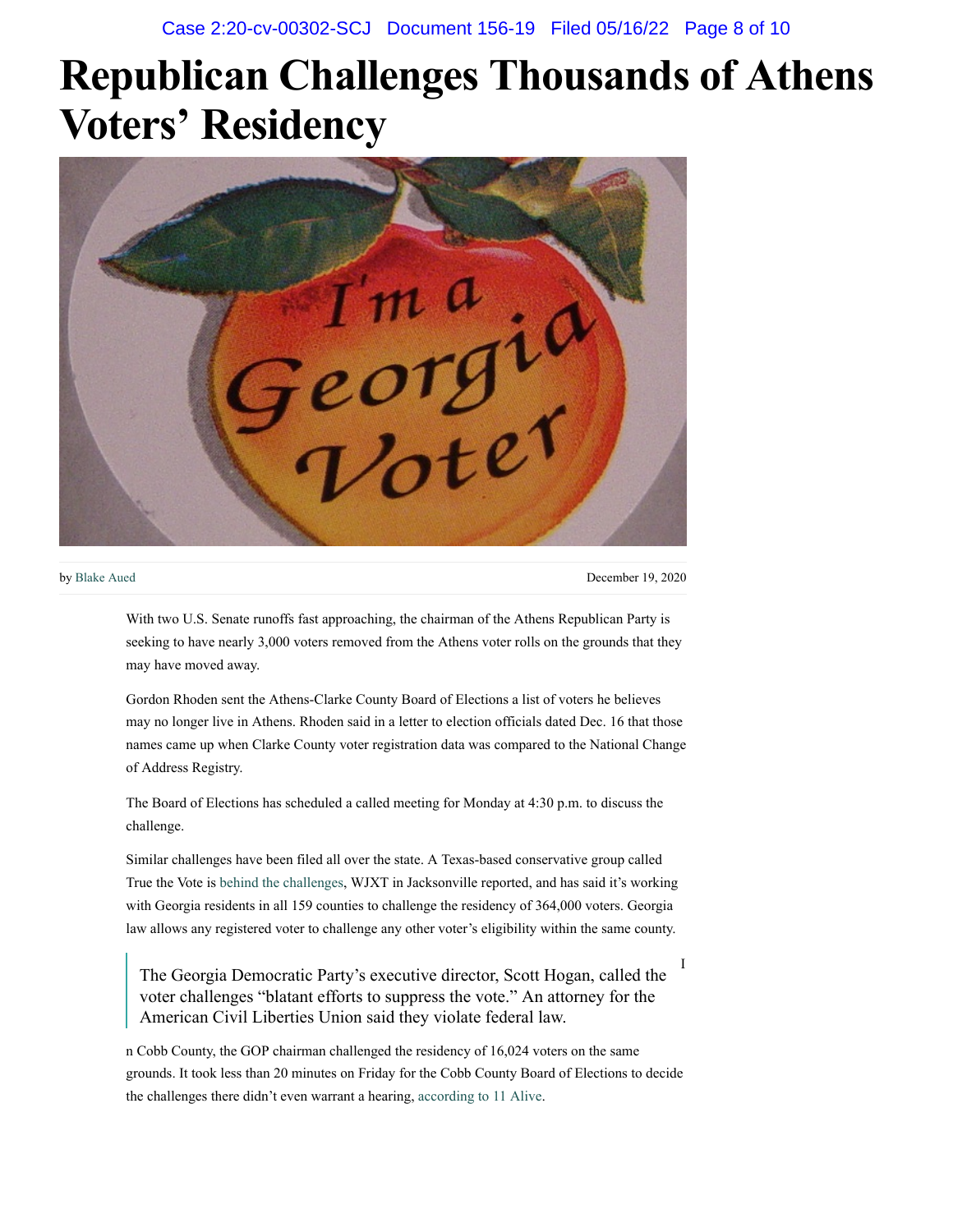# Republican Challenges Thousands of Athens Voters' Residency

by Blake Aued

December 19, 2020

With two U.S. Senate runoffs fast approaching, the chairman of the Athens Republican Party is seeking to have nearly 3,000 voters removed from the Athens voter rolls on the grounds that they may have moved away.

Gordon Rhoden sent the Athens-Clarke County Board of Elections a list of voters he believes may no longer live in Athens. Rhoden said in a letter to election officials dated Dec. 16 that those names came up when Clarke County voter registration data was compared to the National Change of Address Registry.

The Board of Elections has scheduled a called meeting for Monday at 4:30 p.m. to discuss the challenge.

Similar challenges have been filed all over the state. A Texas-based conservative group called True the Vote is behind the challenges, WJXT in Jacksonville reported, and has said it's working with Georgia residents in all 159 counties to challenge the residency of 364,000 voters. Georgia law allows any registered voter to challenge any other voter's eligibility within the same county.

> The Georgia Democratic Party's executive director, Scott Hogan, called the voter challenges "blatant efforts to suppress the vote." An attorney for the American Civil Liberties Union said they violate federal law.

In Cobb County, the GOP chairman challenged the residency of 16,024 voters on the same grounds. It took less than 20 minutes on Friday for the Cobb County Board of Elections to decide the challenges there didn't even warrant a hearing, according to 11 Alive.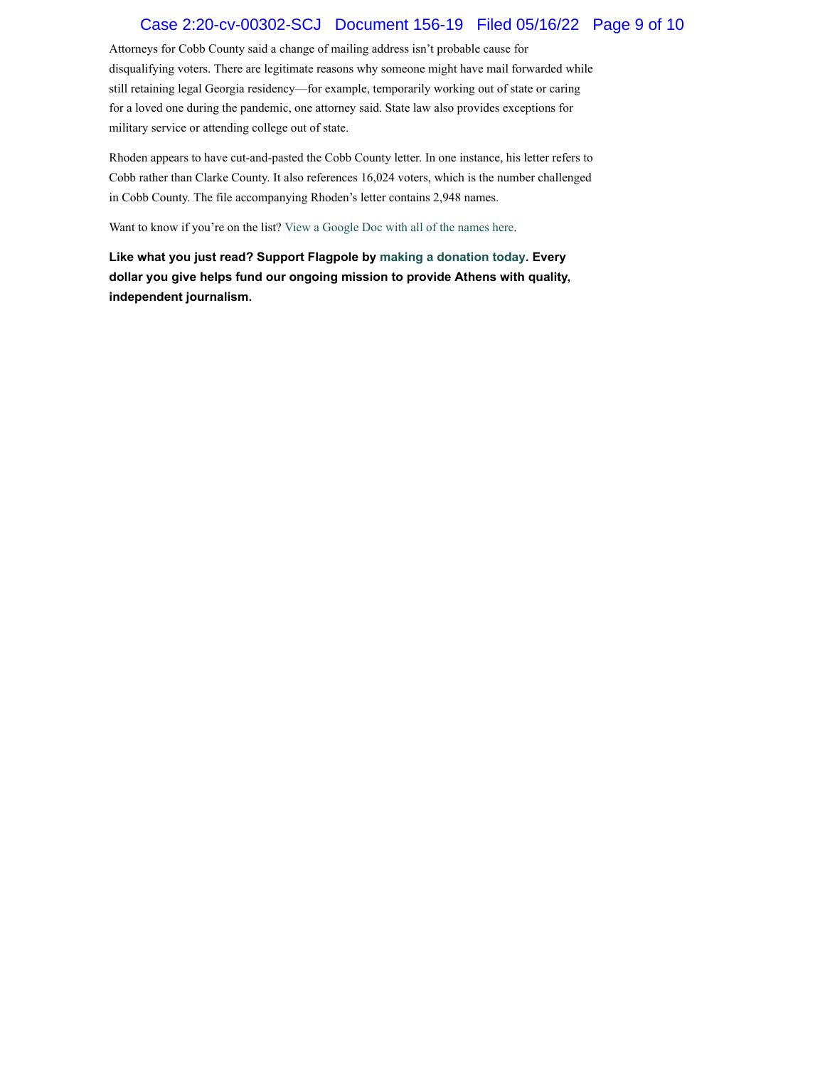Attorneys for Cobb County said a change of mailing address isn't probable cause for disqualifying voters. There are legitimate reasons why someone might have mail forwarded while still retaining legal Georgia residency—for example, temporarily working out of state or caring for a loved one during the pandemic, one attorney said. State law also provides exceptions for military service or attending college out of state.

Rhoden appears to have cut-and-pasted the Cobb County letter. In one instance, his letter refers to Cobb rather than Clarke County. It also references 16,024 voters, which is the number challenged in Cobb County. The file accompanying Rhoden's letter contains 2,948 names.

Want to know if you're on the list? View a Google Doc with all of the names here.

**Like what you just read? Support Flagpole by making a donation today. Every dollar you give helps fund our ongoing mission to provide Athens with quality, independent journalism.**